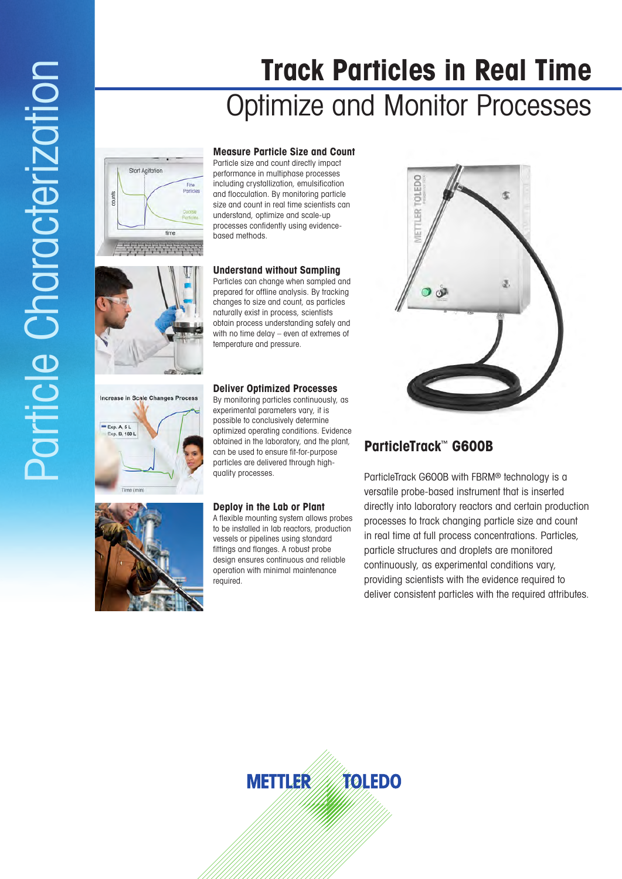Particle Characterization

# Track Particles in Real Time

## Optimize and Monitor Processes

### Measure Particle Size and Count

Particle size and count directly impact performance in multiphase processes including crystallization, emulsification and flocculation. By monitoring particle size and count in real time scientists can understand, optimize and scale-up processes confidently using evidence-based methods.

### Understand without Sampling

Particles can change when sampled and prepared for offline analysis. By tracking changes to size and count, as particles naturally exist in process, scientists obtain process understanding safely and with no time delay – even at extremes of temperature and pressure.

### Deliver Optimized Processes

By monitoring particles continuously, as experimental parameters vary, it is possible to conclusively determine optimized operating conditions. Evidence obtained in the laboratory, and the plant, can be used to ensure fit-for-purpose particles are delivered through high-quality processes.

### Deploy in the Lab or Plant

A flexible mounting system allows probes to be installed in lab reactors, production vessels or pipelines using standard fittings and flanges. A robust probe design ensures continuous and reliable operation with minimal maintenance required.

## ParticleTrack™ G600B

ParticleTrack G600B with FBRM® technology is a versatile probe-based instrument that is inserted directly into laboratory reactors and certain production processes to track changing particle size and count in real time at full process concentrations. Particles, particle structures and droplets are monitored continuously, as experimental conditions vary, providing scientists with the evidence required to deliver consistent particles with the required attributes.

METTLER TOLEDO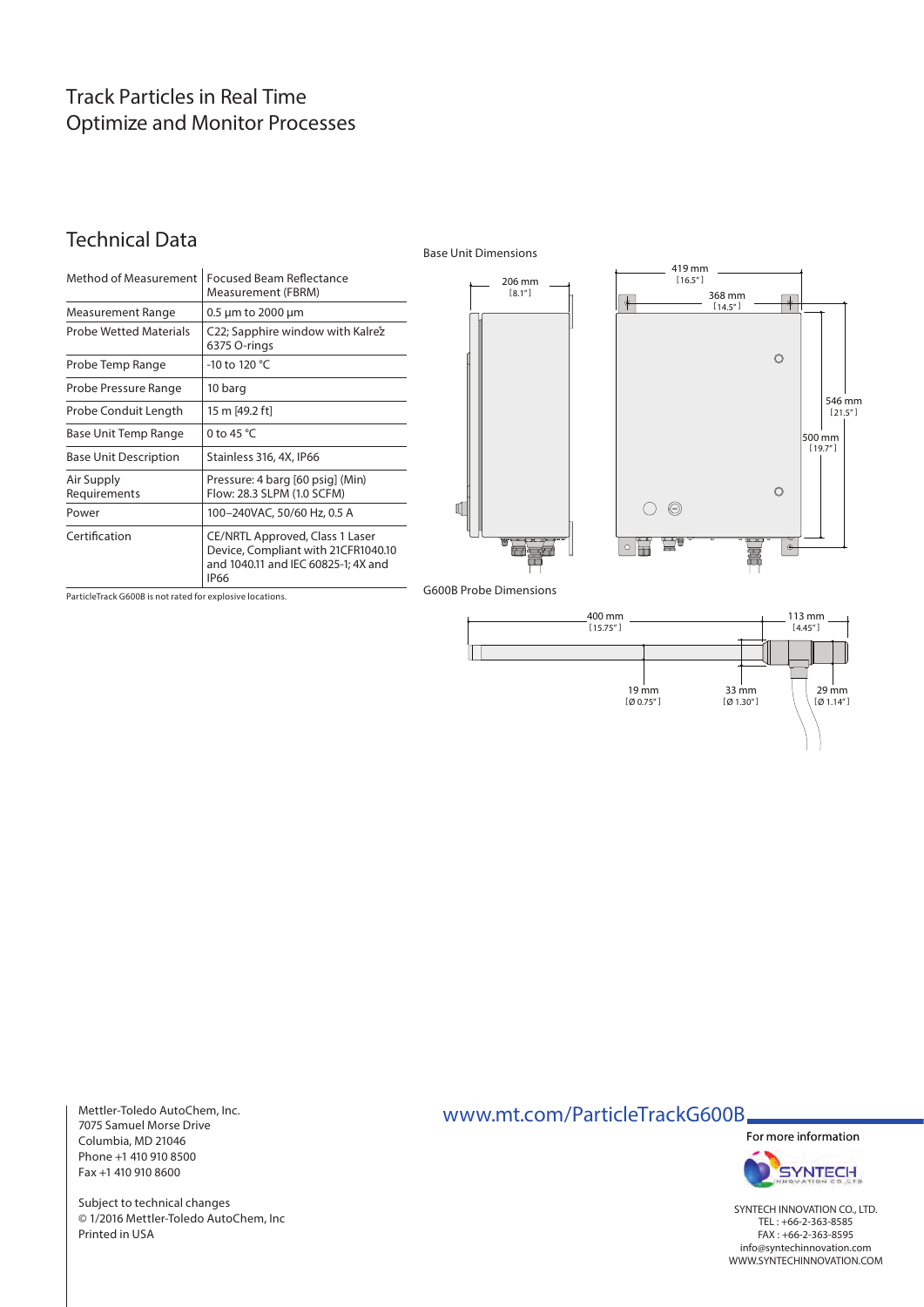## Track Particles in Real Time
## Optimize and Monitor Processes

## Technical Data

| | |
|---|---|
| Method of Measurement | Focused Beam Reflectance Measurement (FBRM) |
| Measurement Range | 0.5 µm to 2000 µm |
| Probe Wetted Materials | C22; Sapphire window with Kalrez 6375 O-rings |
| Probe Temp Range | -10 to 120 °C |
| Probe Pressure Range | 10 barg |
| Probe Conduit Length | 15 m [49.2 ft] |
| Base Unit Temp Range | 0 to 45 °C |
| Base Unit Description | Stainless 316, 4X, IP66 |
| Air Supply Requirements | Pressure: 4 barg [60 psig] (Min) Flow: 28.3 SLPM (1.0 SCFM) |
| Power | 100–240VAC, 50/60 Hz, 0.5 A |
| Certification | CE/NRTL Approved, Class 1 Laser Device, Compliant with 21CFR1040.10 and 1040.11 and IEC 60825-1; 4X and IP66 |

ParticleTrack G600B is not rated for explosive locations.

Base Unit Dimensions

206 mm [8.1"]
419 mm [16.5"]
368 mm [14.5"]
546 mm [21.5"]
500 mm [19.7"]

G600B Probe Dimensions

400 mm [15.75"]
113 mm [4.45"]
19 mm [Ø 0.75"]
33 mm [Ø 1.30"]
29 mm [Ø 1.14"]

Mettler-Toledo AutoChem, Inc.
7075 Samuel Morse Drive
Columbia, MD 21046
Phone +1 410 910 8500
Fax +1 410 910 8600

Subject to technical changes
© 1/2016 Mettler-Toledo AutoChem, Inc
Printed in USA

www.mt.com/ParticleTrackG600B

For more information

SYNTECH INNOVATION CO., LTD.
TEL : +66-2-363-8585
FAX : +66-2-363-8595
info@syntechinnovation.com
WWW.SYNTECHINNOVATION.COM